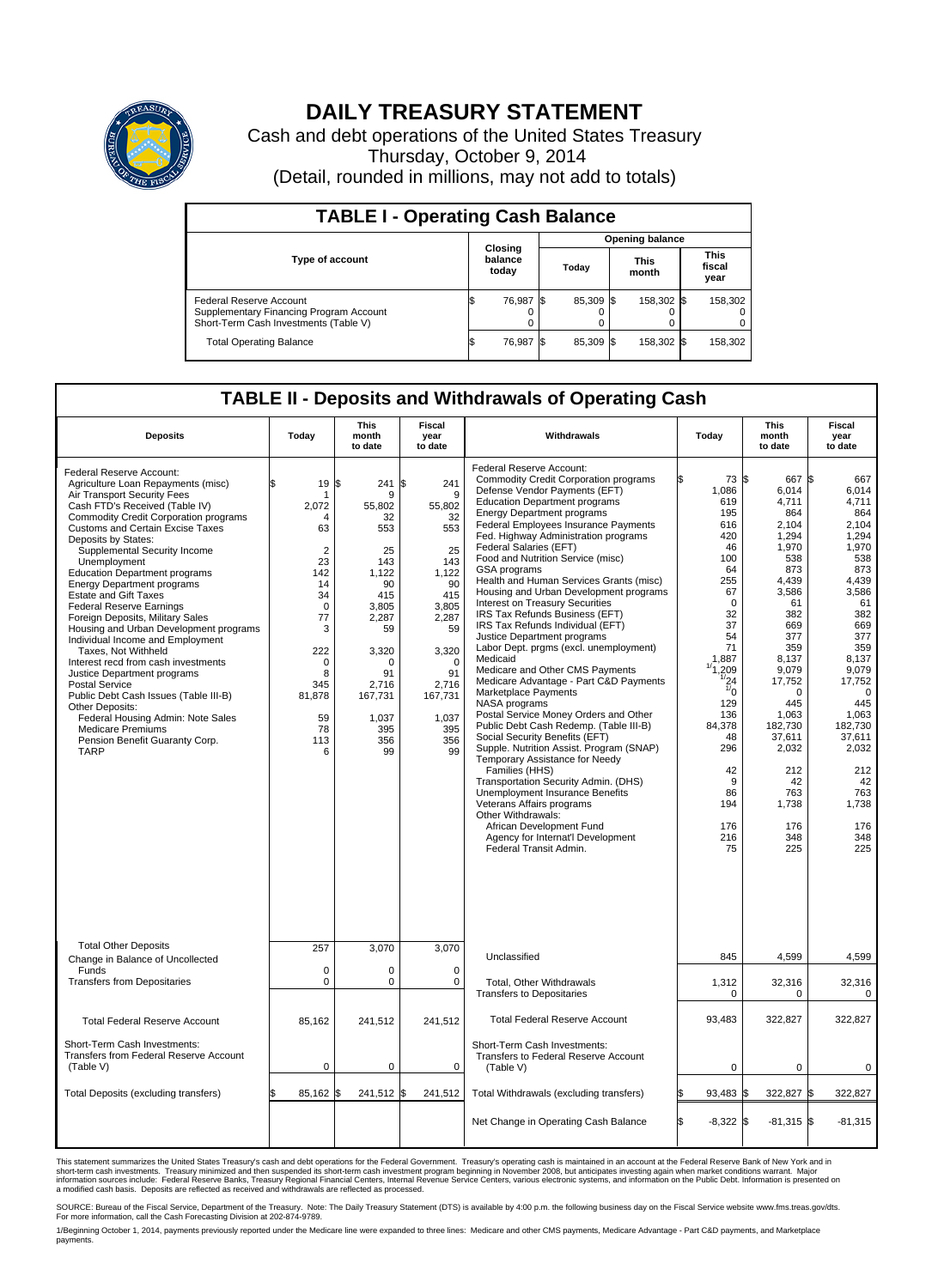# DAILY TREASURY STATEMENT

Cash and debt operations of the United States Treasury

Thursday, October 9, 2014

(Detail, rounded in millions, may not add to totals)

## TABLE I - Operating Cash Balance

| Type of account | Closing balance today | Opening balance Today | Opening balance This month | Opening balance This fiscal year |
|---|---|---|---|---|
| Federal Reserve Account | $ 76,987 | $ 85,309 | $ 158,302 | $ 158,302 |
| Supplementary Financing Program Account | 0 | 0 | 0 | 0 |
| Short-Term Cash Investments (Table V) | 0 | 0 | 0 | 0 |
| Total Operating Balance | $ 76,987 | $ 85,309 | $ 158,302 | $ 158,302 |

## TABLE II - Deposits and Withdrawals of Operating Cash

| Deposits | Today | This month to date | Fiscal year to date |
|---|---|---|---|
| Federal Reserve Account: | | | |
| Agriculture Loan Repayments (misc) | $ 19 | $ 241 | $ 241 |
| Air Transport Security Fees | 1 | 9 | 9 |
| Cash FTD's Received (Table IV) | 2,072 | 55,802 | 55,802 |
| Commodity Credit Corporation programs | 4 | 32 | 32 |
| Customs and Certain Excise Taxes | 63 | 553 | 553 |
| Deposits by States: | | | |
| Supplemental Security Income | 2 | 25 | 25 |
| Unemployment | 23 | 143 | 143 |
| Education Department programs | 142 | 1,122 | 1,122 |
| Energy Department programs | 14 | 90 | 90 |
| Estate and Gift Taxes | 34 | 415 | 415 |
| Federal Reserve Earnings | 0 | 3,805 | 3,805 |
| Foreign Deposits, Military Sales | 77 | 2,287 | 2,287 |
| Housing and Urban Development programs | 3 | 59 | 59 |
| Individual Income and Employment Taxes, Not Withheld | 222 | 3,320 | 3,320 |
| Interest recd from cash investments | 0 | 0 | 0 |
| Justice Department programs | 8 | 91 | 91 |
| Postal Service | 345 | 2,716 | 2,716 |
| Public Debt Cash Issues (Table III-B) | 81,878 | 167,731 | 167,731 |
| Other Deposits: | | | |
| Federal Housing Admin: Note Sales | 59 | 1,037 | 1,037 |
| Medicare Premiums | 78 | 395 | 395 |
| Pension Benefit Guaranty Corp. | 113 | 356 | 356 |
| TARP | 6 | 99 | 99 |
| Total Other Deposits | 257 | 3,070 | 3,070 |
| Change in Balance of Uncollected Funds | 0 | 0 | 0 |
| Transfers from Depositaries | 0 | 0 | 0 |
| Total Federal Reserve Account | 85,162 | 241,512 | 241,512 |
| Short-Term Cash Investments: Transfers from Federal Reserve Account (Table V) | 0 | 0 | 0 |
| Total Deposits (excluding transfers) | $ 85,162 | $ 241,512 | $ 241,512 |

| Withdrawals | Today | This month to date | Fiscal year to date |
|---|---|---|---|
| Federal Reserve Account: | | | |
| Commodity Credit Corporation programs | $ 73 | $ 667 | $ 667 |
| Defense Vendor Payments (EFT) | 1,086 | 6,014 | 6,014 |
| Education Department programs | 619 | 4,711 | 4,711 |
| Energy Department programs | 195 | 864 | 864 |
| Federal Employees Insurance Payments | 616 | 2,104 | 2,104 |
| Fed. Highway Administration programs | 420 | 1,294 | 1,294 |
| Federal Salaries (EFT) | 46 | 1,970 | 1,970 |
| Food and Nutrition Service (misc) | 100 | 538 | 538 |
| GSA programs | 64 | 873 | 873 |
| Health and Human Services Grants (misc) | 255 | 4,439 | 4,439 |
| Housing and Urban Development programs | 67 | 3,586 | 3,586 |
| Interest on Treasury Securities | 0 | 61 | 61 |
| IRS Tax Refunds Business (EFT) | 32 | 382 | 382 |
| IRS Tax Refunds Individual (EFT) | 37 | 669 | 669 |
| Justice Department programs | 54 | 377 | 377 |
| Labor Dept. prgms (excl. unemployment) | 71 | 359 | 359 |
| Medicaid | 1,887 | 8,137 | 8,137 |
| Medicare and Other CMS Payments | [1]1,209 | 9,079 | 9,079 |
| Medicare Advantage - Part C&D Payments | [1]24 | 17,752 | 17,752 |
| Marketplace Payments | [1]0 | 0 | 0 |
| NASA programs | 129 | 445 | 445 |
| Postal Service Money Orders and Other | 136 | 1,063 | 1,063 |
| Public Debt Cash Redemp. (Table III-B) | 84,378 | 182,730 | 182,730 |
| Social Security Benefits (EFT) | 48 | 37,611 | 37,611 |
| Supple. Nutrition Assist. Program (SNAP) | 296 | 2,032 | 2,032 |
| Temporary Assistance for Needy Families (HHS) | 42 | 212 | 212 |
| Transportation Security Admin. (DHS) | 9 | 42 | 42 |
| Unemployment Insurance Benefits | 86 | 763 | 763 |
| Veterans Affairs programs | 194 | 1,738 | 1,738 |
| Other Withdrawals: | | | |
| African Development Fund | 176 | 176 | 176 |
| Agency for Internat'l Development | 216 | 348 | 348 |
| Federal Transit Admin. | 75 | 225 | 225 |
| Unclassified | 845 | 4,599 | 4,599 |
| Total, Other Withdrawals | 1,312 | 32,316 | 32,316 |
| Transfers to Depositaries | 0 | 0 | 0 |
| Total Federal Reserve Account | 93,483 | 322,827 | 322,827 |
| Short-Term Cash Investments: Transfers to Federal Reserve Account (Table V) | 0 | 0 | 0 |
| Total Withdrawals (excluding transfers) | $ 93,483 | $ 322,827 | $ 322,827 |
| Net Change in Operating Cash Balance | $ -8,322 | $ -81,315 | $ -81,315 |

This statement summarizes the United States Treasury's cash and debt operations for the Federal Government. Treasury's operating cash is maintained in an account at the Federal Reserve Bank of New York and in short-term cash investments. Treasury minimized and then suspended its short-term cash investment program beginning in November 2008, but anticipates investing again when market conditions warrant. Major information sources include: Federal Reserve Banks, Treasury Regional Financial Centers, Internal Revenue Service Centers, various electronic systems, and information on the Public Debt. Information is presented on a modified cash basis. Deposits are reflected as received and withdrawals are reflected as processed.

SOURCE: Bureau of the Fiscal Service, Department of the Treasury. Note: The Daily Treasury Statement (DTS) is available by 4:00 p.m. the following business day on the Fiscal Service website www.fms.treas.gov/dts. For more information, call the Cash Forecasting Division at 202-874-9789.

1/Beginning October 1, 2014, payments previously reported under the Medicare line were expanded to three lines: Medicare and other CMS payments, Medicare Advantage - Part C&D Payments, and Marketplace payments.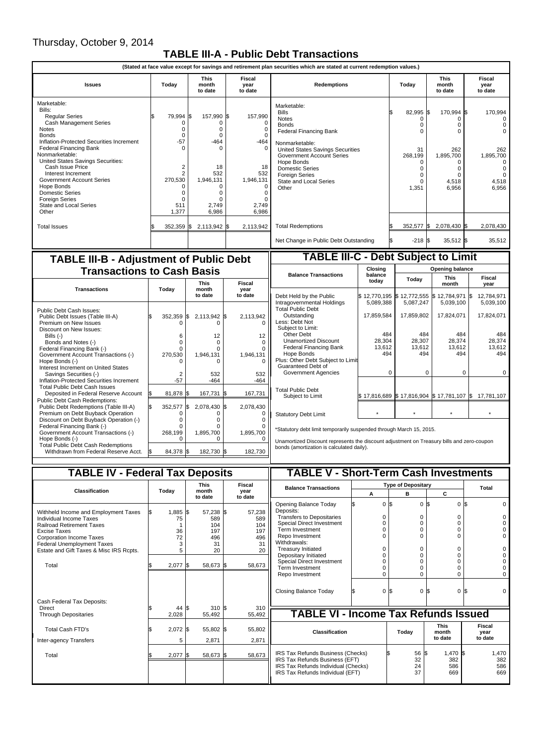Thursday, October 9, 2014

# TABLE III-A - Public Debt Transactions

(Stated at face value except for savings and retirement plan securities which are stated at current redemption values.)

| Issues | Today | This month to date | Fiscal year to date |
|---|---|---|---|
| Marketable: | | | |
| Bills: | | | |
| Regular Series | $ 79,994 | $ 157,990 | $ 157,990 |
| Cash Management Series | 0 | 0 | 0 |
| Notes | 0 | 0 | 0 |
| Bonds | 0 | 0 | 0 |
| Inflation-Protected Securities Increment | -57 | -464 | -464 |
| Federal Financing Bank | 0 | 0 | 0 |
| Nonmarketable: | | | |
| United States Savings Securities: | | | |
| Cash Issue Price | 2 | 18 | 18 |
| Interest Increment | 2 | 532 | 532 |
| Government Account Series | 270,530 | 1,946,131 | 1,946,131 |
| Hope Bonds | 0 | 0 | 0 |
| Domestic Series | 0 | 0 | 0 |
| Foreign Series | 0 | 0 | 0 |
| State and Local Series | 511 | 2,749 | 2,749 |
| Other | 1,377 | 6,986 | 6,986 |
| Total Issues | $ 352,359 | $ 2,113,942 | $ 2,113,942 |

| Redemptions | Today | This month to date | Fiscal year to date |
|---|---|---|---|
| Marketable: | | | |
| Bills | $ 82,995 | $ 170,994 | $ 170,994 |
| Notes | 0 | 0 | 0 |
| Bonds | 0 | 0 | 0 |
| Federal Financing Bank | 0 | 0 | 0 |
| Nonmarketable: | | | |
| United States Savings Securities | 31 | 262 | 262 |
| Government Account Series | 268,199 | 1,895,700 | 1,895,700 |
| Hope Bonds | 0 | 0 | 0 |
| Domestic Series | 0 | 0 | 0 |
| Foreign Series | 0 | 0 | 0 |
| State and Local Series | 0 | 4,518 | 4,518 |
| Other | 1,351 | 6,956 | 6,956 |
| Total Redemptions | $ 352,577 | $ 2,078,430 | $ 2,078,430 |
| Net Change in Public Debt Outstanding | $ -218 | $ 35,512 | $ 35,512 |

# TABLE III-B - Adjustment of Public Debt Transactions to Cash Basis

| Transactions | Today | This month to date | Fiscal year to date |
|---|---|---|---|
| Public Debt Cash Issues: | | | |
| Public Debt Issues (Table III-A) | $ 352,359 | $ 2,113,942 | $ 2,113,942 |
| Premium on New Issues | 0 | 0 | 0 |
| Discount on New Issues: | | | |
| Bills (-) | 6 | 12 | 12 |
| Bonds and Notes (-) | 0 | 0 | 0 |
| Federal Financing Bank (-) | 0 | 0 | 0 |
| Government Account Transactions (-) | 270,530 | 1,946,131 | 1,946,131 |
| Hope Bonds (-) | 0 | 0 | 0 |
| Interest Increment on United States Savings Securities (-) | 2 | 532 | 532 |
| Inflation-Protected Securities Increment | -57 | -464 | -464 |
| Total Public Debt Cash Issues Deposited in Federal Reserve Account | $ 81,878 | $ 167,731 | $ 167,731 |
| Public Debt Cash Redemptions: | | | |
| Public Debt Redemptions (Table III-A) | $ 352,577 | $ 2,078,430 | $ 2,078,430 |
| Premium on Debt Buyback Operation | 0 | 0 | 0 |
| Discount on Debt Buyback Operation (-) | 0 | 0 | 0 |
| Federal Financing Bank (-) | 0 | 0 | 0 |
| Government Account Transactions (-) | 268,199 | 1,895,700 | 1,895,700 |
| Hope Bonds (-) | 0 | 0 | 0 |
| Total Public Debt Cash Redemptions Withdrawn from Federal Reserve Acct. | $ 84,378 | $ 182,730 | $ 182,730 |

# TABLE III-C - Debt Subject to Limit

| Balance Transactions | Closing balance today | Opening balance Today | Opening balance This month | Opening balance Fiscal year |
|---|---|---|---|---|
| Debt Held by the Public | $ 12,770,195 | $ 12,772,555 | $ 12,784,971 | $ 12,784,971 |
| Intragovernmental Holdings | 5,089,388 | 5,087,247 | 5,039,100 | 5,039,100 |
| Total Public Debt Outstanding | 17,859,584 | 17,859,802 | 17,824,071 | 17,824,071 |
| Less: Debt Not Subject to Limit: | | | | |
| Other Debt | 484 | 484 | 484 | 484 |
| Unamortized Discount | 28,304 | 28,307 | 28,374 | 28,374 |
| Federal Financing Bank | 13,612 | 13,612 | 13,612 | 13,612 |
| Hope Bonds | 494 | 494 | 494 | 494 |
| Plus: Other Debt Subject to Limit | | | | |
| Guaranteed Debt of Government Agencies | 0 | 0 | 0 | 0 |
| Total Public Debt Subject to Limit | $ 17,816,689 | $ 17,816,904 | $ 17,781,107 | $ 17,781,107 |
| Statutory Debt Limit | * | * | * | * |

*Statutory debt limit temporarily suspended through March 15, 2015.

Unamortized Discount represents the discount adjustment on Treasury bills and zero-coupon bonds (amortization is calculated daily).

# TABLE IV - Federal Tax Deposits

| Classification | Today | This month to date | Fiscal year to date |
|---|---|---|---|
| Withheld Income and Employment Taxes | $ 1,885 | $ 57,238 | $ 57,238 |
| Individual Income Taxes | 75 | 589 | 589 |
| Railroad Retirement Taxes | 1 | 104 | 104 |
| Excise Taxes | 36 | 197 | 197 |
| Corporation Income Taxes | 72 | 496 | 496 |
| Federal Unemployment Taxes | 3 | 31 | 31 |
| Estate and Gift Taxes & Misc IRS Rcpts. | 5 | 20 | 20 |
| Total | $ 2,077 | $ 58,673 | $ 58,673 |
| Cash Federal Tax Deposits: | | | |
| Direct | $ 44 | $ 310 | $ 310 |
| Through Depositaries | 2,028 | 55,492 | 55,492 |
| Total Cash FTD's | $ 2,072 | $ 55,802 | $ 55,802 |
| Inter-agency Transfers | 5 | 2,871 | 2,871 |
| Total | $ 2,077 | $ 58,673 | $ 58,673 |

# TABLE V - Short-Term Cash Investments

| Balance Transactions | Type of Depositary A | Type of Depositary B | Type of Depositary C | Total |
|---|---|---|---|---|
| Opening Balance Today | $ 0 | $ 0 | $ 0 | $ 0 |
| Deposits: | | | | |
| Transfers to Depositaries | 0 | 0 | 0 | 0 |
| Special Direct Investment | 0 | 0 | 0 | 0 |
| Term Investment | 0 | 0 | 0 | 0 |
| Repo Investment | 0 | 0 | 0 | 0 |
| Withdrawals: | | | | |
| Treasury Initiated | 0 | 0 | 0 | 0 |
| Depositary Initiated | 0 | 0 | 0 | 0 |
| Special Direct Investment | 0 | 0 | 0 | 0 |
| Term Investment | 0 | 0 | 0 | 0 |
| Repo Investment | 0 | 0 | 0 | 0 |
| Closing Balance Today | $ 0 | $ 0 | $ 0 | $ 0 |

# TABLE VI - Income Tax Refunds Issued

| Classification | Today | This month to date | Fiscal year to date |
|---|---|---|---|
| IRS Tax Refunds Business (Checks) | $ 56 | $ 1,470 | $ 1,470 |
| IRS Tax Refunds Business (EFT) | 32 | 382 | 382 |
| IRS Tax Refunds Individual (Checks) | 24 | 586 | 586 |
| IRS Tax Refunds Individual (EFT) | 37 | 669 | 669 |